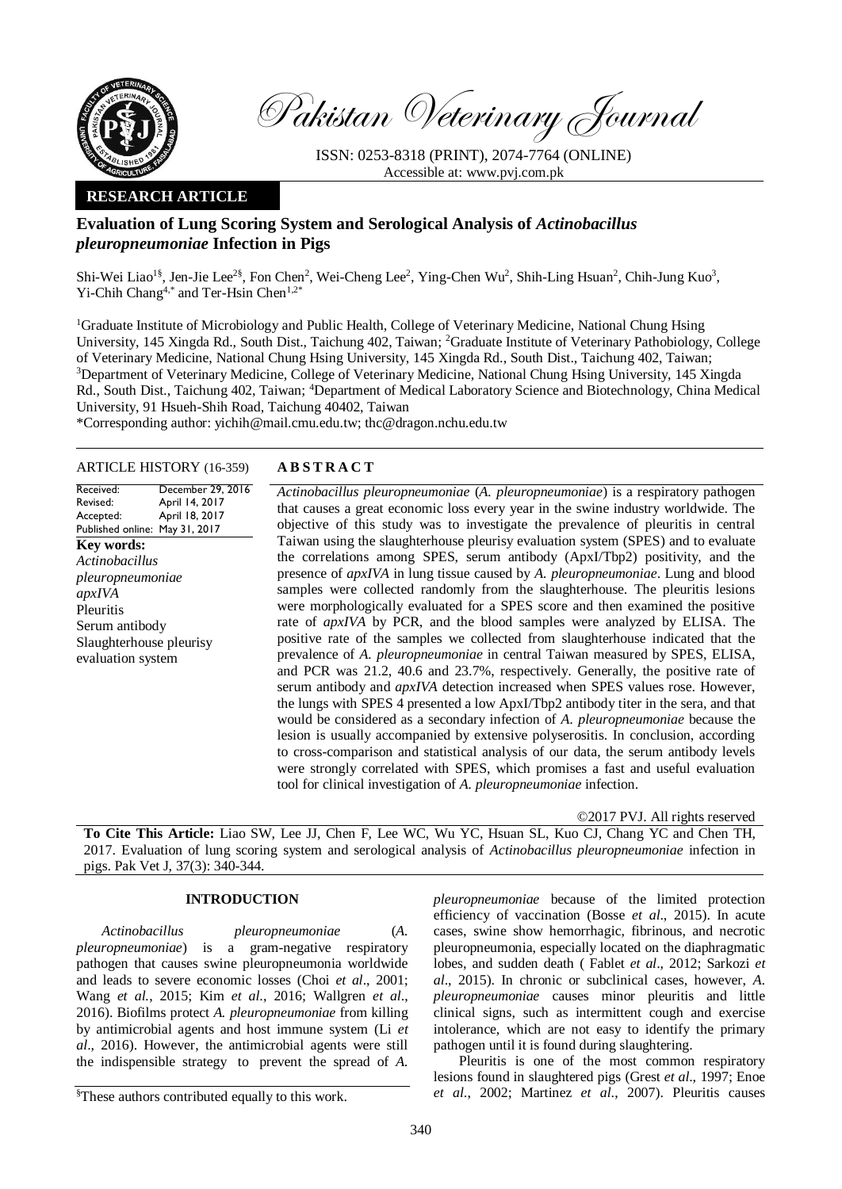Pakistan Veterinary Journal

ISSN: 0253-8318 (PRINT), 2074-7764 (ONLINE)
Accessible at: www.pvj.com.pk

**RESEARCH ARTICLE**

# Evaluation of Lung Scoring System and Serological Analysis of *Actinobacillus pleuropneumoniae* Infection in Pigs

Shi-Wei Liao[1§], Jen-Jie Lee[2§], Fon Chen[2], Wei-Cheng Lee[2], Ying-Chen Wu[2], Shih-Ling Hsuan[2], Chih-Jung Kuo[3], Yi-Chih Chang[4,*] and Ter-Hsin Chen[1,2*]

[1]Graduate Institute of Microbiology and Public Health, College of Veterinary Medicine, National Chung Hsing University, 145 Xingda Rd., South Dist., Taichung 402, Taiwan; [2]Graduate Institute of Veterinary Pathobiology, College of Veterinary Medicine, National Chung Hsing University, 145 Xingda Rd., South Dist., Taichung 402, Taiwan; [3]Department of Veterinary Medicine, College of Veterinary Medicine, National Chung Hsing University, 145 Xingda Rd., South Dist., Taichung 402, Taiwan; [4]Department of Medical Laboratory Science and Biotechnology, China Medical University, 91 Hsueh-Shih Road, Taichung 40402, Taiwan

*Corresponding author: yichih@mail.cmu.edu.tw; thc@dragon.nchu.edu.tw

**ARTICLE HISTORY** (16-359)

| | |
|---|---|
| Received: | December 29, 2016 |
| Revised: | April 14, 2017 |
| Accepted: | April 18, 2017 |
| Published online: | May 31, 2017 |

**Key words:**
*Actinobacillus pleuropneumoniae*
*apxIVA*
Pleuritis
Serum antibody
Slaughterhouse pleurisy evaluation system

## ABSTRACT

*Actinobacillus pleuropneumoniae* (*A. pleuropneumoniae*) is a respiratory pathogen that causes a great economic loss every year in the swine industry worldwide. The objective of this study was to investigate the prevalence of pleuritis in central Taiwan using the slaughterhouse pleurisy evaluation system (SPES) and to evaluate the correlations among SPES, serum antibody (ApxI/Tbp2) positivity, and the presence of *apxIVA* in lung tissue caused by *A. pleuropneumoniae*. Lung and blood samples were collected randomly from the slaughterhouse. The pleuritis lesions were morphologically evaluated for a SPES score and then examined the positive rate of *apxIVA* by PCR, and the blood samples were analyzed by ELISA. The positive rate of the samples we collected from slaughterhouse indicated that the prevalence of *A. pleuropneumoniae* in central Taiwan measured by SPES, ELISA, and PCR was 21.2, 40.6 and 23.7%, respectively. Generally, the positive rate of serum antibody and *apxIVA* detection increased when SPES values rose. However, the lungs with SPES 4 presented a low ApxI/Tbp2 antibody titer in the sera, and that would be considered as a secondary infection of *A. pleuropneumoniae* because the lesion is usually accompanied by extensive polyserositis. In conclusion, according to cross-comparison and statistical analysis of our data, the serum antibody levels were strongly correlated with SPES, which promises a fast and useful evaluation tool for clinical investigation of *A. pleuropneumoniae* infection.

©2017 PVJ. All rights reserved

**To Cite This Article:** Liao SW, Lee JJ, Chen F, Lee WC, Wu YC, Hsuan SL, Kuo CJ, Chang YC and Chen TH, 2017. Evaluation of lung scoring system and serological analysis of *Actinobacillus pleuropneumoniae* infection in pigs. Pak Vet J, 37(3): 340-344.

## INTRODUCTION

*Actinobacillus pleuropneumoniae* (*A. pleuropneumoniae*) is a gram-negative respiratory pathogen that causes swine pleuropneumonia worldwide and leads to severe economic losses (Choi *et al*., 2001; Wang *et al.*, 2015; Kim *et al*., 2016; Wallgren *et al*., 2016). Biofilms protect *A. pleuropneumoniae* from killing by antimicrobial agents and host immune system (Li *et al*., 2016). However, the antimicrobial agents were still the indispensible strategy to prevent the spread of *A. pleuropneumoniae* because of the limited protection efficiency of vaccination (Bosse *et al*., 2015). In acute cases, swine show hemorrhagic, fibrinous, and necrotic pleuropneumonia, especially located on the diaphragmatic lobes, and sudden death ( Fablet *et al*., 2012; Sarkozi *et al*., 2015). In chronic or subclinical cases, however, *A. pleuropneumoniae* causes minor pleuritis and little clinical signs, such as intermittent cough and exercise intolerance, which are not easy to identify the primary pathogen until it is found during slaughtering.

Pleuritis is one of the most common respiratory lesions found in slaughtered pigs (Grest *et al*., 1997; Enoe *et al*., 2002; Martinez *et al*., 2007). Pleuritis causes

[§]These authors contributed equally to this work.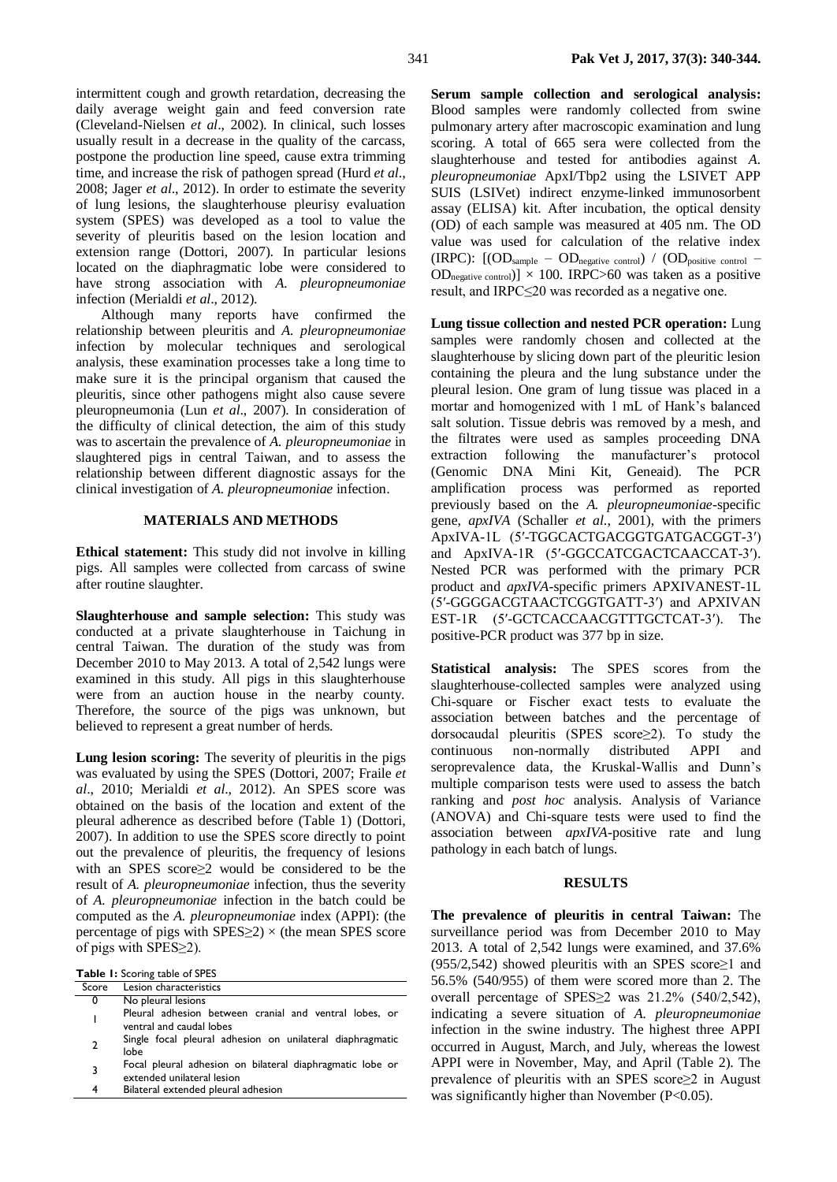intermittent cough and growth retardation, decreasing the daily average weight gain and feed conversion rate (Cleveland-Nielsen *et al*., 2002). In clinical, such losses usually result in a decrease in the quality of the carcass, postpone the production line speed, cause extra trimming time, and increase the risk of pathogen spread (Hurd *et al*., 2008; Jager *et al*., 2012). In order to estimate the severity of lung lesions, the slaughterhouse pleurisy evaluation system (SPES) was developed as a tool to value the severity of pleuritis based on the lesion location and extension range (Dottori, 2007). In particular lesions located on the diaphragmatic lobe were considered to have strong association with *A. pleuropneumoniae* infection (Merialdi *et al*., 2012).

Although many reports have confirmed the relationship between pleuritis and *A. pleuropneumoniae* infection by molecular techniques and serological analysis, these examination processes take a long time to make sure it is the principal organism that caused the pleuritis, since other pathogens might also cause severe pleuropneumonia (Lun *et al*., 2007). In consideration of the difficulty of clinical detection, the aim of this study was to ascertain the prevalence of *A. pleuropneumoniae* in slaughtered pigs in central Taiwan, and to assess the relationship between different diagnostic assays for the clinical investigation of *A. pleuropneumoniae* infection.

## MATERIALS AND METHODS

**Ethical statement:** This study did not involve in killing pigs. All samples were collected from carcass of swine after routine slaughter.

**Slaughterhouse and sample selection:** This study was conducted at a private slaughterhouse in Taichung in central Taiwan. The duration of the study was from December 2010 to May 2013. A total of 2,542 lungs were examined in this study. All pigs in this slaughterhouse were from an auction house in the nearby county. Therefore, the source of the pigs was unknown, but believed to represent a great number of herds.

**Lung lesion scoring:** The severity of pleuritis in the pigs was evaluated by using the SPES (Dottori, 2007; Fraile *et al*., 2010; Merialdi *et al*., 2012). An SPES score was obtained on the basis of the location and extent of the pleural adherence as described before (Table 1) (Dottori, 2007). In addition to use the SPES score directly to point out the prevalence of pleuritis, the frequency of lesions with an SPES score≥2 would be considered to be the result of *A. pleuropneumoniae* infection, thus the severity of *A. pleuropneumoniae* infection in the batch could be computed as the *A. pleuropneumoniae* index (APPI): (the percentage of pigs with SPES≥2) × (the mean SPES score of pigs with SPES≥2).

**Table 1:** Scoring table of SPES

| Score | Lesion characteristics |
|---|---|
| 0 | No pleural lesions |
| 1 | Pleural adhesion between cranial and ventral lobes, or ventral and caudal lobes |
| 2 | Single focal pleural adhesion on unilateral diaphragmatic lobe |
| 3 | Focal pleural adhesion on bilateral diaphragmatic lobe or extended unilateral lesion |
| 4 | Bilateral extended pleural adhesion |

**Serum sample collection and serological analysis:** Blood samples were randomly collected from swine pulmonary artery after macroscopic examination and lung scoring. A total of 665 sera were collected from the slaughterhouse and tested for antibodies against *A. pleuropneumoniae* ApxI/Tbp2 using the LSIVET APP SUIS (LSIVet) indirect enzyme-linked immunosorbent assay (ELISA) kit. After incubation, the optical density (OD) of each sample was measured at 405 nm. The OD value was used for calculation of the relative index (IRPC): $[(OD_{sample} - OD_{negative\ control}) / (OD_{positive\ control} - OD_{negative\ control})] \times 100$. IRPC>60 was taken as a positive result, and IRPC≤20 was recorded as a negative one.

**Lung tissue collection and nested PCR operation:** Lung samples were randomly chosen and collected at the slaughterhouse by slicing down part of the pleuritic lesion containing the pleura and the lung substance under the pleural lesion. One gram of lung tissue was placed in a mortar and homogenized with 1 mL of Hank's balanced salt solution. Tissue debris was removed by a mesh, and the filtrates were used as samples proceeding DNA extraction following the manufacturer's protocol (Genomic DNA Mini Kit, Geneaid). The PCR amplification process was performed as reported previously based on the *A. pleuropneumoniae*-specific gene, *apxIVA* (Schaller *et al*., 2001), with the primers ApxIVA-1L (5′-TGGCACTGACGGTGATGACGGT-3′) and ApxIVA-1R (5′-GGCCATCGACTCAACCAT-3′). Nested PCR was performed with the primary PCR product and *apxIVA*-specific primers APXIVANEST-1L (5′-GGGGACGTAACTCGGTGATT-3′) and APXIVAN EST-1R (5′-GCTCACCAACGTTTGCTCAT-3′). The positive-PCR product was 377 bp in size.

**Statistical analysis:** The SPES scores from the slaughterhouse-collected samples were analyzed using Chi-square or Fischer exact tests to evaluate the association between batches and the percentage of dorsocaudal pleuritis (SPES score≥2). To study the continuous non-normally distributed APPI and seroprevalence data, the Kruskal-Wallis and Dunn's multiple comparison tests were used to assess the batch ranking and *post hoc* analysis. Analysis of Variance (ANOVA) and Chi-square tests were used to find the association between *apxIVA*-positive rate and lung pathology in each batch of lungs.

## RESULTS

**The prevalence of pleuritis in central Taiwan:** The surveillance period was from December 2010 to May 2013. A total of 2,542 lungs were examined, and 37.6% (955/2,542) showed pleuritis with an SPES score≥1 and 56.5% (540/955) of them were scored more than 2. The overall percentage of SPES≥2 was 21.2% (540/2,542), indicating a severe situation of *A. pleuropneumoniae* infection in the swine industry. The highest three APPI occurred in August, March, and July, whereas the lowest APPI were in November, May, and April (Table 2). The prevalence of pleuritis with an SPES score≥2 in August was significantly higher than November ($P<0.05$).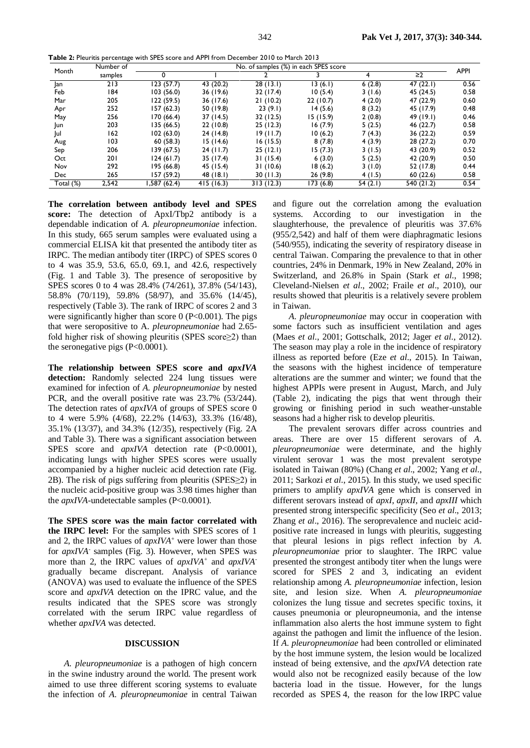**Table 2:** Pleuritis percentage with SPES score and APPI from December 2010 to March 2013

| Month | Number of samples | No. of samples (%) in each SPES score | | | | | | APPI |
|---|---|---|---|---|---|---|---|---|
| | | 0 | 1 | 2 | 3 | 4 | ≥2 | |
| Jan | 213 | 123 (57.7) | 43 (20.2) | 28 (13.1) | 13 (6.1) | 6 (2.8) | 47 (22.1) | 0.56 |
| Feb | 184 | 103 (56.0) | 36 (19.6) | 32 (17.4) | 10 (5.4) | 3 (1.6) | 45 (24.5) | 0.58 |
| Mar | 205 | 122 (59.5) | 36 (17.6) | 21 (10.2) | 22 (10.7) | 4 (2.0) | 47 (22.9) | 0.60 |
| Apr | 252 | 157 (62.3) | 50 (19.8) | 23 (9.1) | 14 (5.6) | 8 (3.2) | 45 (17.9) | 0.48 |
| May | 256 | 170 (66.4) | 37 (14.5) | 32 (12.5) | 15 (15.9) | 2 (0.8) | 49 (19.1) | 0.46 |
| Jun | 203 | 135 (66.5) | 22 (10.8) | 25 (12.3) | 16 (7.9) | 5 (2.5) | 46 (22.7) | 0.58 |
| Jul | 162 | 102 (63.0) | 24 (14.8) | 19 (11.7) | 10 (6.2) | 7 (4.3) | 36 (22.2) | 0.59 |
| Aug | 103 | 60 (58.3) | 15 (14.6) | 16 (15.5) | 8 (7.8) | 4 (3.9) | 28 (27.2) | 0.70 |
| Sep | 206 | 139 (67.5) | 24 (11.7) | 25 (12.1) | 15 (7.3) | 3 (1.5) | 43 (20.9) | 0.52 |
| Oct | 201 | 124 (61.7) | 35 (17.4) | 31 (15.4) | 6 (3.0) | 5 (2.5) | 42 (20.9) | 0.50 |
| Nov | 292 | 195 (66.8) | 45 (15.4) | 31 (10.6) | 18 (6.2) | 3 (1.0) | 52 (17.8) | 0.44 |
| Dec | 265 | 157 (59.2) | 48 (18.1) | 30 (11.3) | 26 (9.8) | 4 (1.5) | 60 (22.6) | 0.58 |
| Total (%) | 2,542 | 1,587 (62.4) | 415 (16.3) | 313 (12.3) | 173 (6.8) | 54 (2.1) | 540 (21.2) | 0.54 |

**The correlation between antibody level and SPES score:** The detection of ApxI/Tbp2 antibody is a dependable indication of *A. pleuropneumoniae* infection. In this study, 665 serum samples were evaluated using a commercial ELISA kit that presented the antibody titer as IRPC. The median antibody titer (IRPC) of SPES scores 0 to 4 was 35.9, 53.6, 65.0, 69.1, and 42.6, respectively (Fig. 1 and Table 3). The presence of seropositive by SPES scores 0 to 4 was 28.4% (74/261), 37.8% (54/143), 58.8% (70/119), 59.8% (58/97), and 35.6% (14/45), respectively (Table 3). The rank of IRPC of scores 2 and 3 were significantly higher than score 0 ($P<0.001$). The pigs that were seropositive to A. *pleuropneumoniae* had 2.65-fold higher risk of showing pleuritis (SPES score≥2) than the seronegative pigs ($P<0.0001$).

**The relationship between SPES score and *apxIVA* detection:** Randomly selected 224 lung tissues were examined for infection of *A. pleuropneumoniae* by nested PCR, and the overall positive rate was 23.7% (53/244). The detection rates of *apxIVA* of groups of SPES score 0 to 4 were 5.9% (4/68), 22.2% (14/63), 33.3% (16/48), 35.1% (13/37), and 34.3% (12/35), respectively (Fig. 2A and Table 3). There was a significant association between SPES score and *apxIVA* detection rate ($P<0.0001$), indicating lungs with higher SPES scores were usually accompanied by a higher nucleic acid detection rate (Fig. 2B). The risk of pigs suffering from pleuritis (SPES≥2) in the nucleic acid-positive group was 3.98 times higher than the *apxIVA*-undetectable samples ($P<0.0001$).

**The SPES score was the main factor correlated with the IRPC level:** For the samples with SPES scores of 1 and 2, the IRPC values of $apxIVA^{+}$ were lower than those for $apxIVA^{-}$ samples (Fig. 3). However, when SPES was more than 2, the IRPC values of $apxIVA^{+}$ and $apxIVA^{-}$ gradually became discrepant. Analysis of variance (ANOVA) was used to evaluate the influence of the SPES score and *apxIVA* detection on the IPRC value, and the results indicated that the SPES score was strongly correlated with the serum IRPC value regardless of whether *apxIVA* was detected.

## DISCUSSION

*A. pleuropneumoniae* is a pathogen of high concern in the swine industry around the world. The present work aimed to use three different scoring systems to evaluate the infection of *A. pleuropneumoniae* in central Taiwan and figure out the correlation among the evaluation systems. According to our investigation in the slaughterhouse, the prevalence of pleuritis was 37.6% (955/2,542) and half of them were diaphragmatic lesions (540/955), indicating the severity of respiratory disease in central Taiwan. Comparing the prevalence to that in other countries, 24% in Denmark, 19% in New Zealand, 20% in Switzerland, and 26.8% in Spain (Stark *et al*., 1998; Cleveland-Nielsen *et al*., 2002; Fraile *et al*., 2010), our results showed that pleuritis is a relatively severe problem in Taiwan.

*A. pleuropneumoniae* may occur in cooperation with some factors such as insufficient ventilation and ages (Maes *et al*., 2001; Gottschalk, 2012; Jager *et al*., 2012). The season may play a role in the incidence of respiratory illness as reported before (Eze *et al*., 2015). In Taiwan, the seasons with the highest incidence of temperature alterations are the summer and winter; we found that the highest APPIs were present in August, March, and July (Table 2), indicating the pigs that went through their growing or finishing period in such weather-unstable seasons had a higher risk to develop pleuritis.

The prevalent serovars differ across countries and areas. There are over 15 different serovars of *A. pleuropneumoniae* were determinate, and the highly virulent serovar 1 was the most prevalent serotype isolated in Taiwan (80%) (Chang *et al*., 2002; Yang *et al*., 2011; Sarkozi *et al*., 2015). In this study, we used specific primers to amplify *apxIVA* gene which is conserved in different serovars instead of *apxI*, *apxII*, and *apxIII* which presented strong interspecific specificity (Seo *et al*., 2013; Zhang *et al*., 2016). The seroprevalence and nucleic acid-positive rate increased in lungs with pleuritis, suggesting that pleural lesions in pigs reflect infection by *A. pleuropneumoniae* prior to slaughter. The IRPC value presented the strongest antibody titer when the lungs were scored for SPES 2 and 3, indicating an evident relationship among *A. pleuropneumoniae* infection, lesion site, and lesion size. When *A. pleuropneumoniae* colonizes the lung tissue and secretes specific toxins, it causes pneumonia or pleuropneumonia, and the intense inflammation also alerts the host immune system to fight against the pathogen and limit the influence of the lesion. If *A. pleuropneumoniae* had been controlled or eliminated by the host immune system, the lesion would be localized instead of being extensive, and the *apxIVA* detection rate would also not be recognized easily because of the low bacteria load in the tissue. However, for the lungs recorded as SPES 4, the reason for the low IRPC value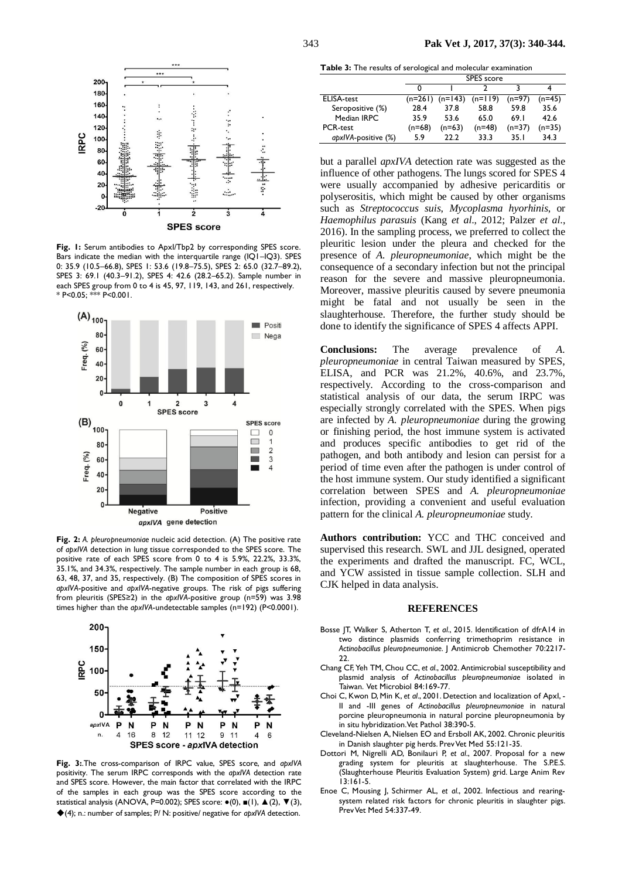***

***

\*

\*

200

180

160

140

120

100

80

60

40

20

0

-20

IRPC

0 1 2 3 4

SPES score

**Fig. 1:** Serum antibodies to ApxI/Tbp2 by corresponding SPES score. Bars indicate the median with the interquartile range (IQ1–IQ3). SPES 0: 35.9 (10.5–66.8), SPES 1: 53.6 (19.8–75.5), SPES 2: 65.0 (32.7–89.2), SPES 3: 69.1 (40.3–91.2), SPES 4: 42.6 (28.2–65.2). Sample number in each SPES group from 0 to 4 is 45, 97, 119, 143, and 261, respectively. * P<0.05; *** P<0.001.

(A)

100

80

60

40

20

0

Freq. (%)

Positi

Nega

0 1 2 3 4

SPES score

(B)

100

80

60

40

20

0

Freq. (%)

SPES score

0

1

2

3

4

Negative Positive

*apxIVA* gene detection

**Fig. 2:** *A. pleuropneumoniae* nucleic acid detection. (A) The positive rate of *apxIVA* detection in lung tissue corresponded to the SPES score. The positive rate of each SPES score from 0 to 4 is 5.9%, 22.2%, 33.3%, 35.1%, and 34.3%, respectively. The sample number in each group is 68, 63, 48, 37, and 35, respectively. (B) The composition of SPES scores in *apxIVA*-positive and *apxIVA*-negative groups. The risk of pigs suffering from pleuritis (SPES≥2) in the *apxIVA*-positive group (n=59) was 3.98 times higher than the *apxIVA*-undetectable samples (n=192) (P<0.0001).

200

150

100

50

0

IRPC

*apx*IVA P N P N P N P N P N

n. 4 16 8 12 11 12 9 11 4 6

SPES score - *apx*IVA detection

**Fig. 3:** The cross-comparison of IRPC value, SPES score, and *apxIVA* positivity. The serum IRPC corresponds with the *apxIVA* detection rate and SPES score. However, the main factor that correlated with the IRPC of the samples in each group was the SPES score according to the statistical analysis (ANOVA, P=0.002); SPES score: ●(0), ■(1), ▲(2), ▼(3), ◆(4); n.: number of samples; P/ N: positive/ negative for *apxIVA* detection.

**Table 3:** The results of serological and molecular examination

| | SPES score | | | | |
|---|---|---|---|---|---|
| | 0 | 1 | 2 | 3 | 4 |
| ELISA-test | (n=261) | (n=143) | (n=119) | (n=97) | (n=45) |
| Seropositive (%) | 28.4 | 37.8 | 58.8 | 59.8 | 35.6 |
| Median IRPC | 35.9 | 53.6 | 65.0 | 69.1 | 42.6 |
| PCR-test | (n=68) | (n=63) | (n=48) | (n=37) | (n=35) |
| *apxIVA*-positive (%) | 5.9 | 22.2 | 33.3 | 35.1 | 34.3 |

but a parallel *apxIVA* detection rate was suggested as the influence of other pathogens. The lungs scored for SPES 4 were usually accompanied by adhesive pericarditis or polyserositis, which might be caused by other organisms such as *Streptococcus suis*, *Mycoplasma hyorhinis*, or *Haemophilus parasuis* (Kang *et al.*, 2012; Palzer *et al.*, 2016). In the sampling process, we preferred to collect the pleuritic lesion under the pleura and checked for the presence of *A. pleuropneumoniae*, which might be the consequence of a secondary infection but not the principal reason for the severe and massive pleuropneumonia. Moreover, massive pleuritis caused by severe pneumonia might be fatal and not usually be seen in the slaughterhouse. Therefore, the further study should be done to identify the significance of SPES 4 affects APPI.

**Conclusions:** The average prevalence of *A. pleuropneumoniae* in central Taiwan measured by SPES, ELISA, and PCR was 21.2%, 40.6%, and 23.7%, respectively. According to the cross-comparison and statistical analysis of our data, the serum IRPC was especially strongly correlated with the SPES. When pigs are infected by *A. pleuropneumoniae* during the growing or finishing period, the host immune system is activated and produces specific antibodies to get rid of the pathogen, and both antibody and lesion can persist for a period of time even after the pathogen is under control of the host immune system. Our study identified a significant correlation between SPES and *A. pleuropneumoniae* infection, providing a convenient and useful evaluation pattern for the clinical *A. pleuropneumoniae* study.

**Authors contribution:** YCC and THC conceived and supervised this research. SWL and JJL designed, operated the experiments and drafted the manuscript. FC, WCL, and YCW assisted in tissue sample collection. SLH and CJK helped in data analysis.

## REFERENCES

Bosse JT, Walker S, Atherton T, *et al.*, 2015. Identification of dfrA14 in two distince plasmids conferring trimethoprim resistance in *Actinobacillus pleuropneumoniae*. J Antimicrob Chemother 70:2217-22.

Chang CF, Yeh TM, Chou CC, *et al.*, 2002. Antimicrobial susceptibility and plasmid analysis of *Actinobacillus pleuropneumoniae* isolated in Taiwan. Vet Microbiol 84:169-77.

Choi C, Kwon D, Min K, *et al.*, 2001. Detection and localization of ApxI, -II and -III genes of *Actinobacillus pleuropneumoniae* in natural porcine pleuropneumonia in natural porcine pleuropneumonia by in situ hybridization. Vet Pathol 38:390-5.

Cleveland-Nielsen A, Nielsen EO and Ersboll AK, 2002. Chronic pleuritis in Danish slaughter pig herds. Prev Vet Med 55:121-35.

Dottori M, Nigrelli AD, Bonilauri P, *et al.*, 2007. Proposal for a new grading system for pleuritis at slaughterhouse. The S.P.E.S. (Slaughterhouse Pleuritis Evaluation System) grid. Large Anim Rev 13:161-5.

Enoe C, Mousing J, Schirmer AL, *et al.*, 2002. Infectious and rearing-system related risk factors for chronic pleuritis in slaughter pigs. Prev Vet Med 54:337-49.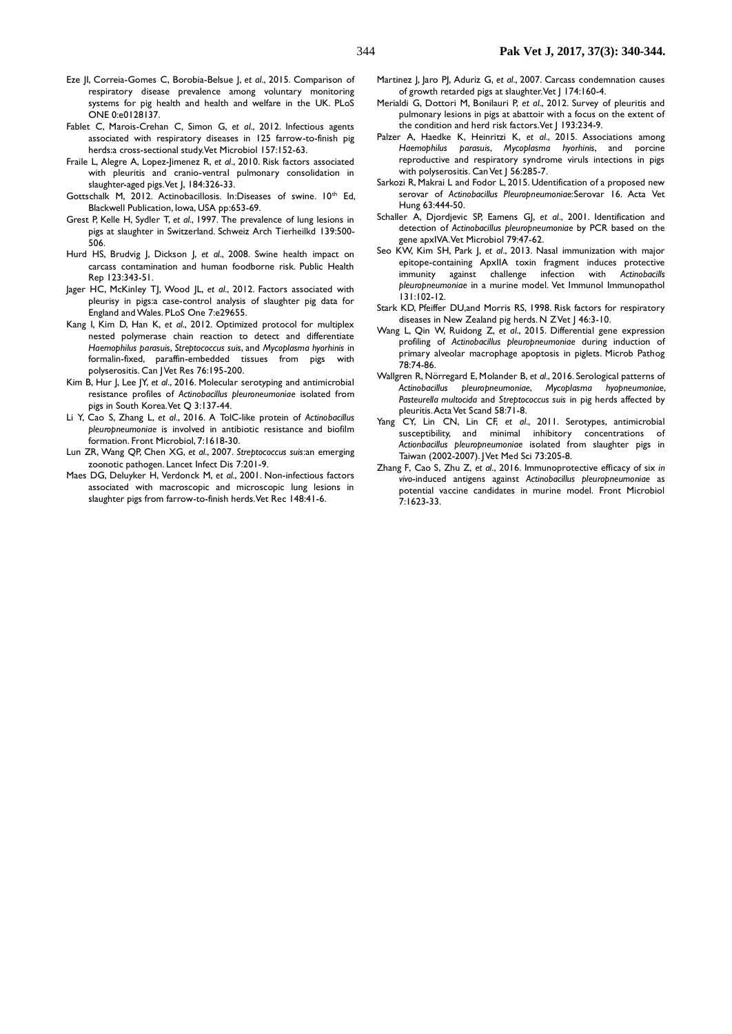Eze JI, Correia-Gomes C, Borobia-Belsue J, *et al*., 2015. Comparison of respiratory disease prevalence among voluntary monitoring systems for pig health and health and welfare in the UK. PLoS ONE 0:e0128137.

Fablet C, Marois-Crehan C, Simon G, *et al*., 2012. Infectious agents associated with respiratory diseases in 125 farrow-to-finish pig herds:a cross-sectional study.Vet Microbiol 157:152-63.

Fraile L, Alegre A, Lopez-Jimenez R, *et al*., 2010. Risk factors associated with pleuritis and cranio-ventral pulmonary consolidation in slaughter-aged pigs.Vet J, 184:326-33.

Gottschalk M, 2012. Actinobacillosis. In:Diseases of swine. 10th Ed, Blackwell Publication, Iowa, USA pp:653-69.

Grest P, Kelle H, Sydler T, *et al*., 1997. The prevalence of lung lesions in pigs at slaughter in Switzerland. Schweiz Arch Tierheilkd 139:500-506.

Hurd HS, Brudvig J, Dickson J, *et al*., 2008. Swine health impact on carcass contamination and human foodborne risk. Public Health Rep 123:343-51.

Jager HC, McKinley TJ, Wood JL, *et al*., 2012. Factors associated with pleurisy in pigs:a case-control analysis of slaughter pig data for England and Wales. PLoS One 7:e29655.

Kang I, Kim D, Han K, *et al*., 2012. Optimized protocol for multiplex nested polymerase chain reaction to detect and differentiate *Haemophilus parasuis*, *Streptococcus suis*, and *Mycoplasma hyorhinis* in formalin-fixed, paraffin-embedded tissues from pigs with polyserositis. Can J Vet Res 76:195-200.

Kim B, Hur J, Lee JY, *et al*., 2016. Molecular serotyping and antimicrobial resistance profiles of *Actinobacillus pleuronemoniae* isolated from pigs in South Korea.Vet Q 3:137-44.

Li Y, Cao S, Zhang L, *et al*., 2016. A TolC-like protein of *Actinobacillus pleuropneumoniae* is involved in antibiotic resistance and biofilm formation. Front Microbiol, 7:1618-30.

Lun ZR, Wang QP, Chen XG, *et al*., 2007. *Streptococcus suis*:an emerging zoonotic pathogen. Lancet Infect Dis 7:201-9.

Maes DG, Deluyker H, Verdonck M, *et al*., 2001. Non-infectious factors associated with macroscopic and microscopic lung lesions in slaughter pigs from farrow-to-finish herds.Vet Rec 148:41-6.

Martinez J, Jaro PJ, Aduriz G, *et al*., 2007. Carcass condemnation causes of growth retarded pigs at slaughter.Vet J 174:160-4.

Merialdi G, Dottori M, Bonilauri P, *et al*., 2012. Survey of pleuritis and pulmonary lesions in pigs at abattoir with a focus on the extent of the condition and herd risk factors.Vet J 193:234-9.

Palzer A, Haedke K, Heinritzi K, *et al*., 2015. Associations among *Haemophilus parasuis*, *Mycoplasma hyorhinis*, and porcine reproductive and respiratory syndrome viruls intections in pigs with polyserositis. Can Vet J 56:285-7.

Sarkozi R, Makrai L and Fodor L, 2015. Udentification of a proposed new serovar of *Actinobacillus Pleuropneumoniae*:Serovar 16. Acta Vet Hung 63:444-50.

Schaller A, Djordjevic SP, Eamens GJ, *et al*., 2001. Identification and detection of *Actinobacillus pleuropneumoniae* by PCR based on the gene apxIVA.Vet Microbiol 79:47-62.

Seo KW, Kim SH, Park J, *et al*., 2013. Nasal immunization with major epitope-containing ApxIIA toxin fragment induces protective immunity against challenge infection with *Actinobacills pleuropneumoniae* in a murine model. Vet Immunol Immunopathol 131:102-12.

Stark KD, Pfeiffer DU,and Morris RS, 1998. Risk factors for respiratory diseases in New Zealand pig herds. N Z Vet J 46:3-10.

Wang L, Qin W, Ruidong Z, *et al*., 2015. Differential gene expression profiling of *Actinobacillus pleuropneumoniae* during induction of primary alveolar macrophage apoptosis in piglets. Microb Pathog 78:74-86.

Wallgren R, Nörregard E, Molander B, *et al*., 2016. Serological patterns of *Actinobacillus pleuropneumoniae*, *Mycoplasma hyopneumoniae*, *Pasteurella multocida* and *Streptococcus suis* in pig herds affected by pleuritis.Acta Vet Scand 58:71-8.

Yang CY, Lin CN, Lin CF, *et al*., 2011. Serotypes, antimicrobial susceptibility, and minimal inhibitory concentrations of *Actionbacillus pleuropneumoniae* isolated from slaughter pigs in Taiwan (2002-2007). J Vet Med Sci 73:205-8.

Zhang F, Cao S, Zhu Z, *et al*., 2016. Immunoprotective efficacy of six *in vivo*-induced antigens against *Actinobacillus pleuropneumoniae* as potential vaccine candidates in murine model. Front Microbiol 7:1623-33.